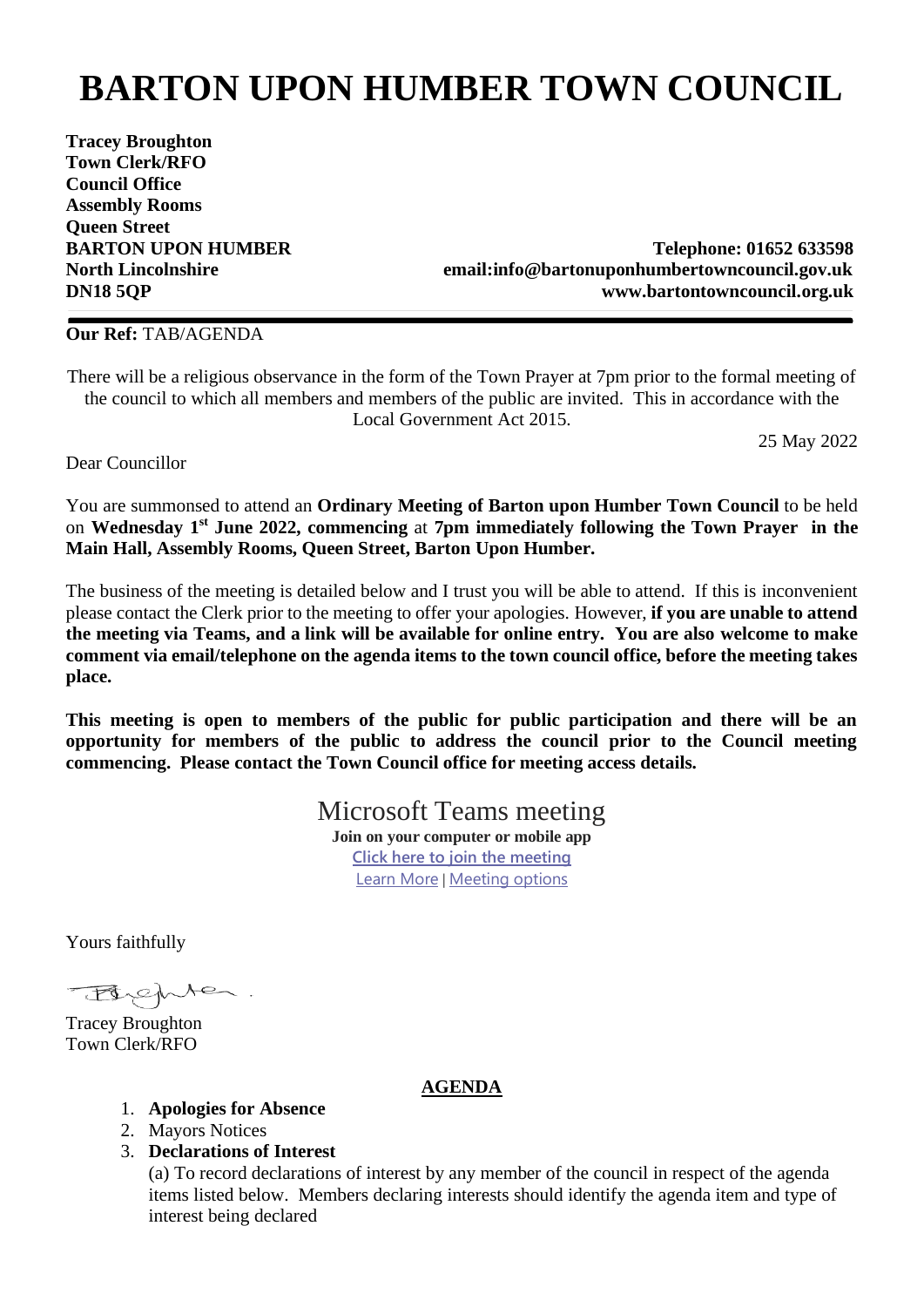# BARTON UPON HUMBER TOWN COUNCIL

**Tracey Broughton**
**Town Clerk/RFO**
**Council Office**
**Assembly Rooms**
**Queen Street**
**BARTON UPON HUMBER**
**North Lincolnshire**
**DN18 5QP**

**Telephone: 01652 633598**
**email:info@bartonuponhumbertowncouncil.gov.uk**
**www.bartontowncouncil.org.uk**

---

**Our Ref:** TAB/AGENDA

There will be a religious observance in the form of the Town Prayer at 7pm prior to the formal meeting of the council to which all members and members of the public are invited. This in accordance with the Local Government Act 2015.

25 May 2022

Dear Councillor

You are summonsed to attend an **Ordinary Meeting of Barton upon Humber Town Council** to be held on **Wednesday 1st June 2022, commencing** at **7pm immediately following the Town Prayer in the Main Hall, Assembly Rooms, Queen Street, Barton Upon Humber.**

The business of the meeting is detailed below and I trust you will be able to attend. If this is inconvenient please contact the Clerk prior to the meeting to offer your apologies. However, **if you are unable to attend the meeting via Teams, and a link will be available for online entry. You are also welcome to make comment via email/telephone on the agenda items to the town council office, before the meeting takes place.**

**This meeting is open to members of the public for public participation and there will be an opportunity for members of the public to address the council prior to the Council meeting commencing. Please contact the Town Council office for meeting access details.**

Microsoft Teams meeting

**Join on your computer or mobile app**

**Click here to join the meeting**

Learn More | Meeting options

Yours faithfully

Tracey Broughton
Town Clerk/RFO

## AGENDA

1. **Apologies for Absence**
2. Mayors Notices
3. **Declarations of Interest**

   (a) To record declarations of interest by any member of the council in respect of the agenda items listed below. Members declaring interests should identify the agenda item and type of interest being declared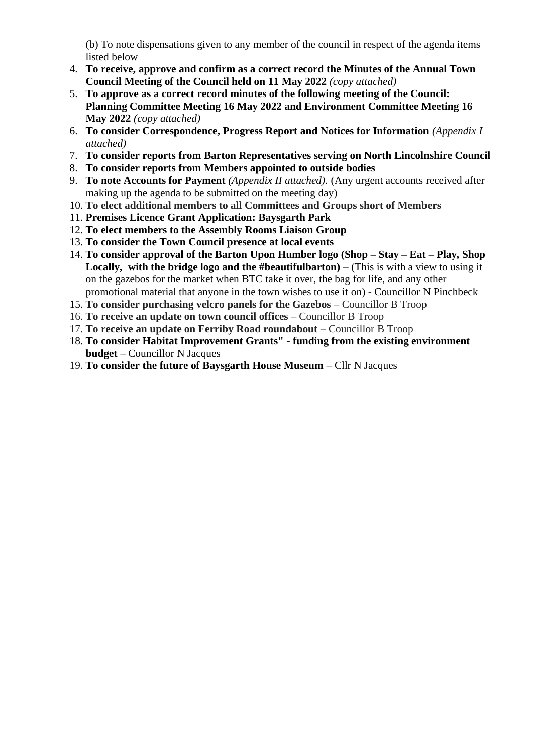(b) To note dispensations given to any member of the council in respect of the agenda items listed below

4. **To receive, approve and confirm as a correct record the Minutes of the Annual Town Council Meeting of the Council held on 11 May 2022** *(copy attached)*
5. **To approve as a correct record minutes of the following meeting of the Council: Planning Committee Meeting 16 May 2022 and Environment Committee Meeting 16 May 2022** *(copy attached)*
6. **To consider Correspondence, Progress Report and Notices for Information** *(Appendix I attached)*
7. **To consider reports from Barton Representatives serving on North Lincolnshire Council**
8. **To consider reports from Members appointed to outside bodies**
9. **To note Accounts for Payment** *(Appendix II attached).* (Any urgent accounts received after making up the agenda to be submitted on the meeting day)
10. **To elect additional members to all Committees and Groups short of Members**
11. **Premises Licence Grant Application: Baysgarth Park**
12. **To elect members to the Assembly Rooms Liaison Group**
13. **To consider the Town Council presence at local events**
14. **To consider approval of the Barton Upon Humber logo (Shop – Stay – Eat – Play, Shop Locally, with the bridge logo and the #beautifulbarton) –** (This is with a view to using it on the gazebos for the market when BTC take it over, the bag for life, and any other promotional material that anyone in the town wishes to use it on) - Councillor N Pinchbeck
15. **To consider purchasing velcro panels for the Gazebos** – Councillor B Troop
16. **To receive an update on town council offices** – Councillor B Troop
17. **To receive an update on Ferriby Road roundabout** – Councillor B Troop
18. **To consider Habitat Improvement Grants" - funding from the existing environment budget** – Councillor N Jacques
19. **To consider the future of Baysgarth House Museum** – Cllr N Jacques